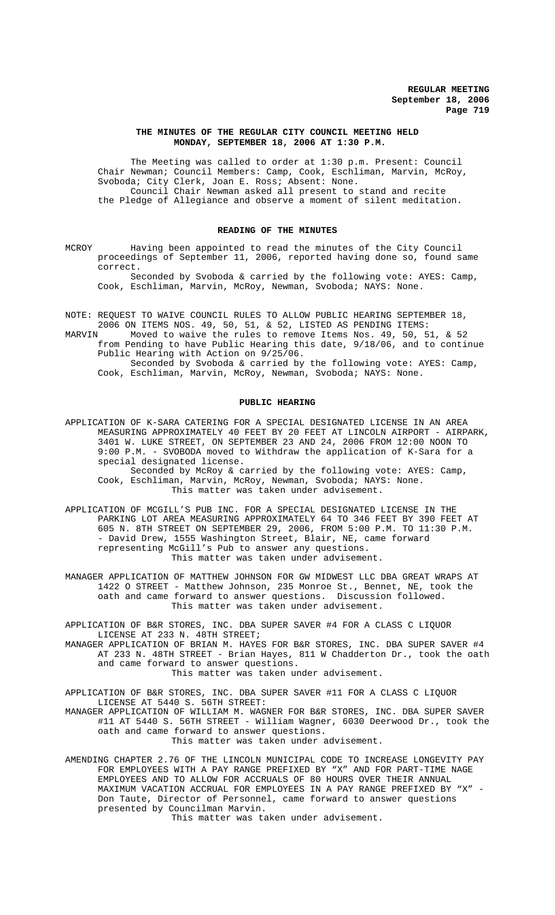# THE MINUTES OF THE REGULAR CITY COUNCIL MEETING HELD MONDAY, SEPTEMBER 18, 2006 AT 1:30 P.M.

The Meeting was called to order at 1:30 p.m. Present: Council Chair Newman; Council Members: Camp, Cook, Eschliman, Marvin, McRoy, Svoboda; City Clerk, Joan E. Ross; Absent: None.

Council Chair Newman asked all present to stand and recite the Pledge of Allegiance and observe a moment of silent meditation.

## READING OF THE MINUTES

MCROY Having been appointed to read the minutes of the City Council proceedings of September 11, 2006, reported having done so, found same correct.

Seconded by Svoboda & carried by the following vote: AYES: Camp, Cook, Eschliman, Marvin, McRoy, Newman, Svoboda; NAYS: None.

NOTE: REQUEST TO WAIVE COUNCIL RULES TO ALLOW PUBLIC HEARING SEPTEMBER 18, 2006 ON ITEMS NOS. 49, 50, 51, & 52, LISTED AS PENDING ITEMS:

MARVIN Moved to waive the rules to remove Items Nos. 49, 50, 51, & 52 from Pending to have Public Hearing this date, 9/18/06, and to continue Public Hearing with Action on 9/25/06.

Seconded by Svoboda & carried by the following vote: AYES: Camp, Cook, Eschliman, Marvin, McRoy, Newman, Svoboda; NAYS: None.

## PUBLIC HEARING

APPLICATION OF K-SARA CATERING FOR A SPECIAL DESIGNATED LICENSE IN AN AREA MEASURING APPROXIMATELY 40 FEET BY 20 FEET AT LINCOLN AIRPORT - AIRPARK, 3401 W. LUKE STREET, ON SEPTEMBER 23 AND 24, 2006 FROM 12:00 NOON TO 9:00 P.M. - SVOBODA moved to Withdraw the application of K-Sara for a special designated license.

Seconded by McRoy & carried by the following vote: AYES: Camp, Cook, Eschliman, Marvin, McRoy, Newman, Svoboda; NAYS: None.

This matter was taken under advisement.

APPLICATION OF MCGILL'S PUB INC. FOR A SPECIAL DESIGNATED LICENSE IN THE PARKING LOT AREA MEASURING APPROXIMATELY 64 TO 346 FEET BY 390 FEET AT 605 N. 8TH STREET ON SEPTEMBER 29, 2006, FROM 5:00 P.M. TO 11:30 P.M. - David Drew, 1555 Washington Street, Blair, NE, came forward representing McGill's Pub to answer any questions.

This matter was taken under advisement.

MANAGER APPLICATION OF MATTHEW JOHNSON FOR GW MIDWEST LLC DBA GREAT WRAPS AT 1422 O STREET - Matthew Johnson, 235 Monroe St., Bennet, NE, took the oath and came forward to answer questions. Discussion followed.

This matter was taken under advisement.

APPLICATION OF B&R STORES, INC. DBA SUPER SAVER #4 FOR A CLASS C LIQUOR LICENSE AT 233 N. 48TH STREET;

MANAGER APPLICATION OF BRIAN M. HAYES FOR B&R STORES, INC. DBA SUPER SAVER #4 AT 233 N. 48TH STREET - Brian Hayes, 811 W Chadderton Dr., took the oath and came forward to answer questions.

This matter was taken under advisement.

APPLICATION OF B&R STORES, INC. DBA SUPER SAVER #11 FOR A CLASS C LIQUOR LICENSE AT 5440 S. 56TH STREET:

MANAGER APPLICATION OF WILLIAM M. WAGNER FOR B&R STORES, INC. DBA SUPER SAVER #11 AT 5440 S. 56TH STREET - William Wagner, 6030 Deerwood Dr., took the oath and came forward to answer questions.

This matter was taken under advisement.

AMENDING CHAPTER 2.76 OF THE LINCOLN MUNICIPAL CODE TO INCREASE LONGEVITY PAY FOR EMPLOYEES WITH A PAY RANGE PREFIXED BY "X" AND FOR PART-TIME NAGE EMPLOYEES AND TO ALLOW FOR ACCRUALS OF 80 HOURS OVER THEIR ANNUAL MAXIMUM VACATION ACCRUAL FOR EMPLOYEES IN A PAY RANGE PREFIXED BY "X" - Don Taute, Director of Personnel, came forward to answer questions presented by Councilman Marvin.

This matter was taken under advisement.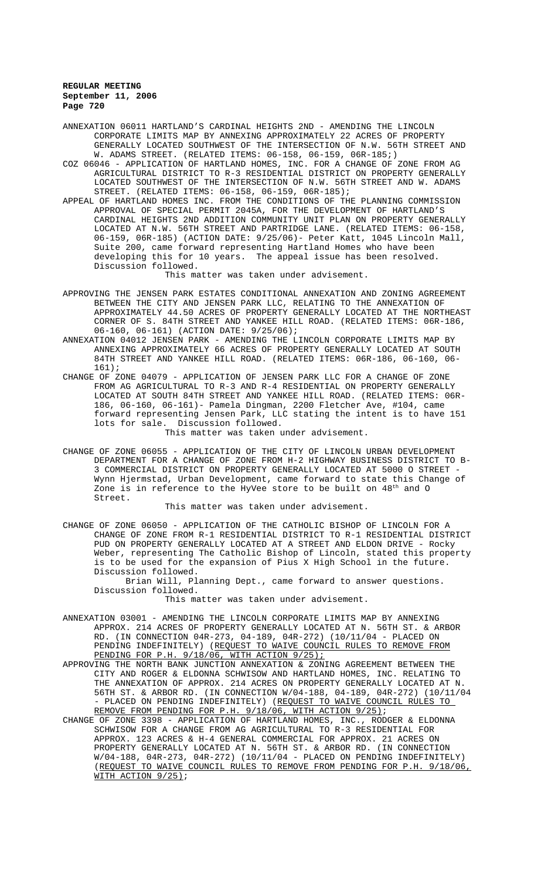ANNEXATION 06011 HARTLAND'S CARDINAL HEIGHTS 2ND - AMENDING THE LINCOLN CORPORATE LIMITS MAP BY ANNEXING APPROXIMATELY 22 ACRES OF PROPERTY GENERALLY LOCATED SOUTHWEST OF THE INTERSECTION OF N.W. 56TH STREET AND W. ADAMS STREET. (RELATED ITEMS: 06-158, 06-159, 06R-185;)

COZ 06046 - APPLICATION OF HARTLAND HOMES, INC. FOR A CHANGE OF ZONE FROM AG AGRICULTURAL DISTRICT TO R-3 RESIDENTIAL DISTRICT ON PROPERTY GENERALLY LOCATED SOUTHWEST OF THE INTERSECTION OF N.W. 56TH STREET AND W. ADAMS STREET. (RELATED ITEMS: 06-158, 06-159, 06R-185);

APPEAL OF HARTLAND HOMES INC. FROM THE CONDITIONS OF THE PLANNING COMMISSION APPROVAL OF SPECIAL PERMIT 2045A, FOR THE DEVELOPMENT OF HARTLAND'S CARDINAL HEIGHTS 2ND ADDITION COMMUNITY UNIT PLAN ON PROPERTY GENERALLY LOCATED AT N.W. 56TH STREET AND PARTRIDGE LANE. (RELATED ITEMS: 06-158, 06-159, 06R-185) (ACTION DATE: 9/25/06)- Peter Katt, 1045 Lincoln Mall, Suite 200, came forward representing Hartland Homes who have been developing this for 10 years. The appeal issue has been resolved. Discussion followed.

This matter was taken under advisement.

APPROVING THE JENSEN PARK ESTATES CONDITIONAL ANNEXATION AND ZONING AGREEMENT BETWEEN THE CITY AND JENSEN PARK LLC, RELATING TO THE ANNEXATION OF APPROXIMATELY 44.50 ACRES OF PROPERTY GENERALLY LOCATED AT THE NORTHEAST CORNER OF S. 84TH STREET AND YANKEE HILL ROAD. (RELATED ITEMS: 06R-186, 06-160, 06-161) (ACTION DATE: 9/25/06);

ANNEXATION 04012 JENSEN PARK - AMENDING THE LINCOLN CORPORATE LIMITS MAP BY ANNEXING APPROXIMATELY 66 ACRES OF PROPERTY GENERALLY LOCATED AT SOUTH 84TH STREET AND YANKEE HILL ROAD. (RELATED ITEMS: 06R-186, 06-160, 06-161);

CHANGE OF ZONE 04079 - APPLICATION OF JENSEN PARK LLC FOR A CHANGE OF ZONE FROM AG AGRICULTURAL TO R-3 AND R-4 RESIDENTIAL ON PROPERTY GENERALLY LOCATED AT SOUTH 84TH STREET AND YANKEE HILL ROAD. (RELATED ITEMS: 06R-186, 06-160, 06-161)- Pamela Dingman, 2200 Fletcher Ave, #104, came forward representing Jensen Park, LLC stating the intent is to have 151 lots for sale. Discussion followed.

This matter was taken under advisement.

CHANGE OF ZONE 06055 - APPLICATION OF THE CITY OF LINCOLN URBAN DEVELOPMENT DEPARTMENT FOR A CHANGE OF ZONE FROM H-2 HIGHWAY BUSINESS DISTRICT TO B-3 COMMERCIAL DISTRICT ON PROPERTY GENERALLY LOCATED AT 5000 O STREET - Wynn Hjermstad, Urban Development, came forward to state this Change of Zone is in reference to the HyVee store to be built on 48th and O Street.

This matter was taken under advisement.

CHANGE OF ZONE 06050 - APPLICATION OF THE CATHOLIC BISHOP OF LINCOLN FOR A CHANGE OF ZONE FROM R-1 RESIDENTIAL DISTRICT TO R-1 RESIDENTIAL DISTRICT PUD ON PROPERTY GENERALLY LOCATED AT A STREET AND ELDON DRIVE - Rocky Weber, representing The Catholic Bishop of Lincoln, stated this property is to be used for the expansion of Pius X High School in the future. Discussion followed.

Brian Will, Planning Dept., came forward to answer questions. Discussion followed.

This matter was taken under advisement.

ANNEXATION 03001 - AMENDING THE LINCOLN CORPORATE LIMITS MAP BY ANNEXING APPROX. 214 ACRES OF PROPERTY GENERALLY LOCATED AT N. 56TH ST. & ARBOR RD. (IN CONNECTION 04R-273, 04-189, 04R-272) (10/11/04 - PLACED ON PENDING INDEFINITELY) (REQUEST TO WAIVE COUNCIL RULES TO REMOVE FROM PENDING FOR P.H. 9/18/06, WITH ACTION 9/25);

APPROVING THE NORTH BANK JUNCTION ANNEXATION & ZONING AGREEMENT BETWEEN THE CITY AND ROGER & ELDONNA SCHWISOW AND HARTLAND HOMES, INC. RELATING TO THE ANNEXATION OF APPROX. 214 ACRES ON PROPERTY GENERALLY LOCATED AT N. 56TH ST. & ARBOR RD. (IN CONNECTION W/04-188, 04-189, 04R-272) (10/11/04 - PLACED ON PENDING INDEFINITELY) (REQUEST TO WAIVE COUNCIL RULES TO REMOVE FROM PENDING FOR P.H. 9/18/06, WITH ACTION 9/25);

CHANGE OF ZONE 3398 - APPLICATION OF HARTLAND HOMES, INC., RODGER & ELDONNA SCHWISOW FOR A CHANGE FROM AG AGRICULTURAL TO R-3 RESIDENTIAL FOR APPROX. 123 ACRES & H-4 GENERAL COMMERCIAL FOR APPROX. 21 ACRES ON PROPERTY GENERALLY LOCATED AT N. 56TH ST. & ARBOR RD. (IN CONNECTION W/04-188, 04R-273, 04R-272) (10/11/04 - PLACED ON PENDING INDEFINITELY) (REQUEST TO WAIVE COUNCIL RULES TO REMOVE FROM PENDING FOR P.H. 9/18/06, WITH ACTION 9/25);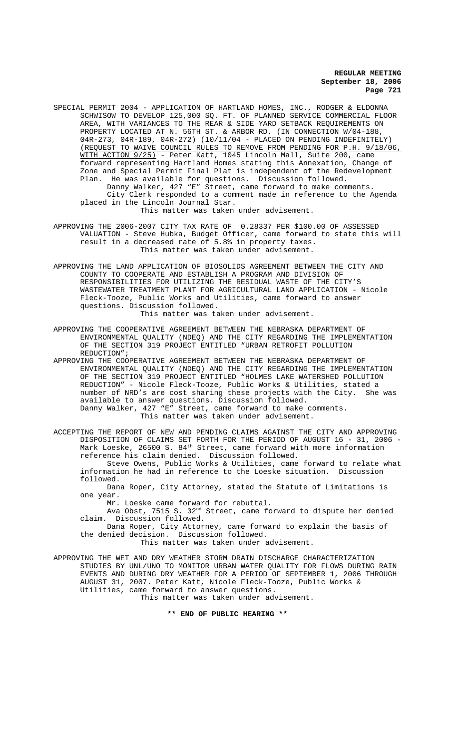SPECIAL PERMIT 2004 - APPLICATION OF HARTLAND HOMES, INC., RODGER & ELDONNA SCHWISOW TO DEVELOP 125,000 SQ. FT. OF PLANNED SERVICE COMMERCIAL FLOOR AREA, WITH VARIANCES TO THE REAR & SIDE YARD SETBACK REQUIREMENTS ON PROPERTY LOCATED AT N. 56TH ST. & ARBOR RD. (IN CONNECTION W/04-188, 04R-273, 04R-189, 04R-272) (10/11/04 - PLACED ON PENDING INDEFINITELY) (REQUEST TO WAIVE COUNCIL RULES TO REMOVE FROM PENDING FOR P.H. 9/18/06, WITH ACTION 9/25) - Peter Katt, 1045 Lincoln Mall, Suite 200, came forward representing Hartland Homes stating this Annexation, Change of Zone and Special Permit Final Plat is independent of the Redevelopment Plan. He was available for questions. Discussion followed.

Danny Walker, 427 "E" Street, came forward to make comments.

City Clerk responded to a comment made in reference to the Agenda placed in the Lincoln Journal Star.

This matter was taken under advisement.

APPROVING THE 2006-2007 CITY TAX RATE OF 0.28337 PER $100.00 OF ASSESSED VALUATION - Steve Hubka, Budget Officer, came forward to state this will result in a decreased rate of 5.8% in property taxes.

This matter was taken under advisement.

APPROVING THE LAND APPLICATION OF BIOSOLIDS AGREEMENT BETWEEN THE CITY AND COUNTY TO COOPERATE AND ESTABLISH A PROGRAM AND DIVISION OF RESPONSIBILITIES FOR UTILIZING THE RESIDUAL WASTE OF THE CITY'S WASTEWATER TREATMENT PLANT FOR AGRICULTURAL LAND APPLICATION - Nicole Fleck-Tooze, Public Works and Utilities, came forward to answer questions. Discussion followed.

This matter was taken under advisement.

APPROVING THE COOPERATIVE AGREEMENT BETWEEN THE NEBRASKA DEPARTMENT OF ENVIRONMENTAL QUALITY (NDEQ) AND THE CITY REGARDING THE IMPLEMENTATION OF THE SECTION 319 PROJECT ENTITLED "URBAN RETROFIT POLLUTION REDUCTION";

APPROVING THE COOPERATIVE AGREEMENT BETWEEN THE NEBRASKA DEPARTMENT OF ENVIRONMENTAL QUALITY (NDEQ) AND THE CITY REGARDING THE IMPLEMENTATION OF THE SECTION 319 PROJECT ENTITLED "HOLMES LAKE WATERSHED POLLUTION REDUCTION" - Nicole Fleck-Tooze, Public Works & Utilities, stated a number of NRD's are cost sharing these projects with the City. She was available to answer questions. Discussion followed.

Danny Walker, 427 "E" Street, came forward to make comments.

This matter was taken under advisement.

ACCEPTING THE REPORT OF NEW AND PENDING CLAIMS AGAINST THE CITY AND APPROVING DISPOSITION OF CLAIMS SET FORTH FOR THE PERIOD OF AUGUST 16 - 31, 2006 - Mark Loeske, 26500 S. 84th Street, came forward with more information reference his claim denied. Discussion followed.

Steve Owens, Public Works & Utilities, came forward to relate what information he had in reference to the Loeske situation. Discussion followed.

Dana Roper, City Attorney, stated the Statute of Limitations is one year.

Mr. Loeske came forward for rebuttal.

Ava Obst, 7515 S. 32nd Street, came forward to dispute her denied claim. Discussion followed.

Dana Roper, City Attorney, came forward to explain the basis of the denied decision. Discussion followed.

This matter was taken under advisement.

APPROVING THE WET AND DRY WEATHER STORM DRAIN DISCHARGE CHARACTERIZATION STUDIES BY UNL/UNO TO MONITOR URBAN WATER QUALITY FOR FLOWS DURING RAIN EVENTS AND DURING DRY WEATHER FOR A PERIOD OF SEPTEMBER 1, 2006 THROUGH AUGUST 31, 2007. Peter Katt, Nicole Fleck-Tooze, Public Works & Utilities, came forward to answer questions.

This matter was taken under advisement.

**\*\* END OF PUBLIC HEARING \*\***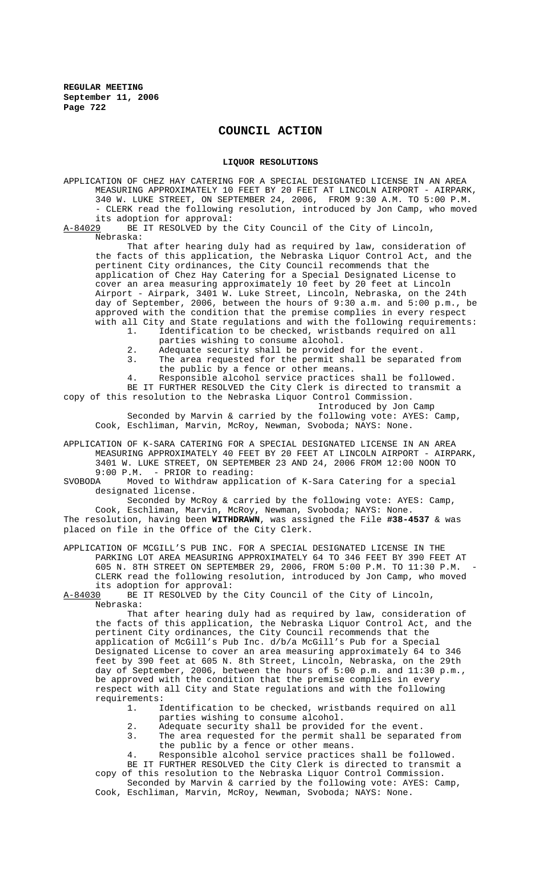# COUNCIL ACTION

## LIQUOR RESOLUTIONS

APPLICATION OF CHEZ HAY CATERING FOR A SPECIAL DESIGNATED LICENSE IN AN AREA MEASURING APPROXIMATELY 10 FEET BY 20 FEET AT LINCOLN AIRPORT - AIRPARK, 340 W. LUKE STREET, ON SEPTEMBER 24, 2006, FROM 9:30 A.M. TO 5:00 P.M. - CLERK read the following resolution, introduced by Jon Camp, who moved its adoption for approval:

A-84029 BE IT RESOLVED by the City Council of the City of Lincoln, Nebraska:

That after hearing duly had as required by law, consideration of the facts of this application, the Nebraska Liquor Control Act, and the pertinent City ordinances, the City Council recommends that the application of Chez Hay Catering for a Special Designated License to cover an area measuring approximately 10 feet by 20 feet at Lincoln Airport - Airpark, 3401 W. Luke Street, Lincoln, Nebraska, on the 24th day of September, 2006, between the hours of 9:30 a.m. and 5:00 p.m., be approved with the condition that the premise complies in every respect with all City and State regulations and with the following requirements:

1. Identification to be checked, wristbands required on all parties wishing to consume alcohol.
2. Adequate security shall be provided for the event.
3. The area requested for the permit shall be separated from the public by a fence or other means.
4. Responsible alcohol service practices shall be followed.

BE IT FURTHER RESOLVED the City Clerk is directed to transmit a copy of this resolution to the Nebraska Liquor Control Commission.

Introduced by Jon Camp

Seconded by Marvin & carried by the following vote: AYES: Camp, Cook, Eschliman, Marvin, McRoy, Newman, Svoboda; NAYS: None.

APPLICATION OF K-SARA CATERING FOR A SPECIAL DESIGNATED LICENSE IN AN AREA MEASURING APPROXIMATELY 40 FEET BY 20 FEET AT LINCOLN AIRPORT - AIRPARK, 3401 W. LUKE STREET, ON SEPTEMBER 23 AND 24, 2006 FROM 12:00 NOON TO 9:00 P.M. - PRIOR to reading:

SVOBODA Moved to Withdraw application of K-Sara Catering for a special designated license.

Seconded by McRoy & carried by the following vote: AYES: Camp, Cook, Eschliman, Marvin, McRoy, Newman, Svoboda; NAYS: None.

The resolution, having been **WITHDRAWN**, was assigned the File **#38-4537** & was placed on file in the Office of the City Clerk.

APPLICATION OF MCGILL'S PUB INC. FOR A SPECIAL DESIGNATED LICENSE IN THE PARKING LOT AREA MEASURING APPROXIMATELY 64 TO 346 FEET BY 390 FEET AT 605 N. 8TH STREET ON SEPTEMBER 29, 2006, FROM 5:00 P.M. TO 11:30 P.M. - CLERK read the following resolution, introduced by Jon Camp, who moved its adoption for approval:

A-84030 BE IT RESOLVED by the City Council of the City of Lincoln, Nebraska:

That after hearing duly had as required by law, consideration of the facts of this application, the Nebraska Liquor Control Act, and the pertinent City ordinances, the City Council recommends that the application of McGill's Pub Inc. d/b/a McGill's Pub for a Special Designated License to cover an area measuring approximately 64 to 346 feet by 390 feet at 605 N. 8th Street, Lincoln, Nebraska, on the 29th day of September, 2006, between the hours of 5:00 p.m. and 11:30 p.m., be approved with the condition that the premise complies in every respect with all City and State regulations and with the following requirements:

1. Identification to be checked, wristbands required on all parties wishing to consume alcohol.
2. Adequate security shall be provided for the event.
3. The area requested for the permit shall be separated from the public by a fence or other means.
4. Responsible alcohol service practices shall be followed.

BE IT FURTHER RESOLVED the City Clerk is directed to transmit a copy of this resolution to the Nebraska Liquor Control Commission.

Seconded by Marvin & carried by the following vote: AYES: Camp, Cook, Eschliman, Marvin, McRoy, Newman, Svoboda; NAYS: None.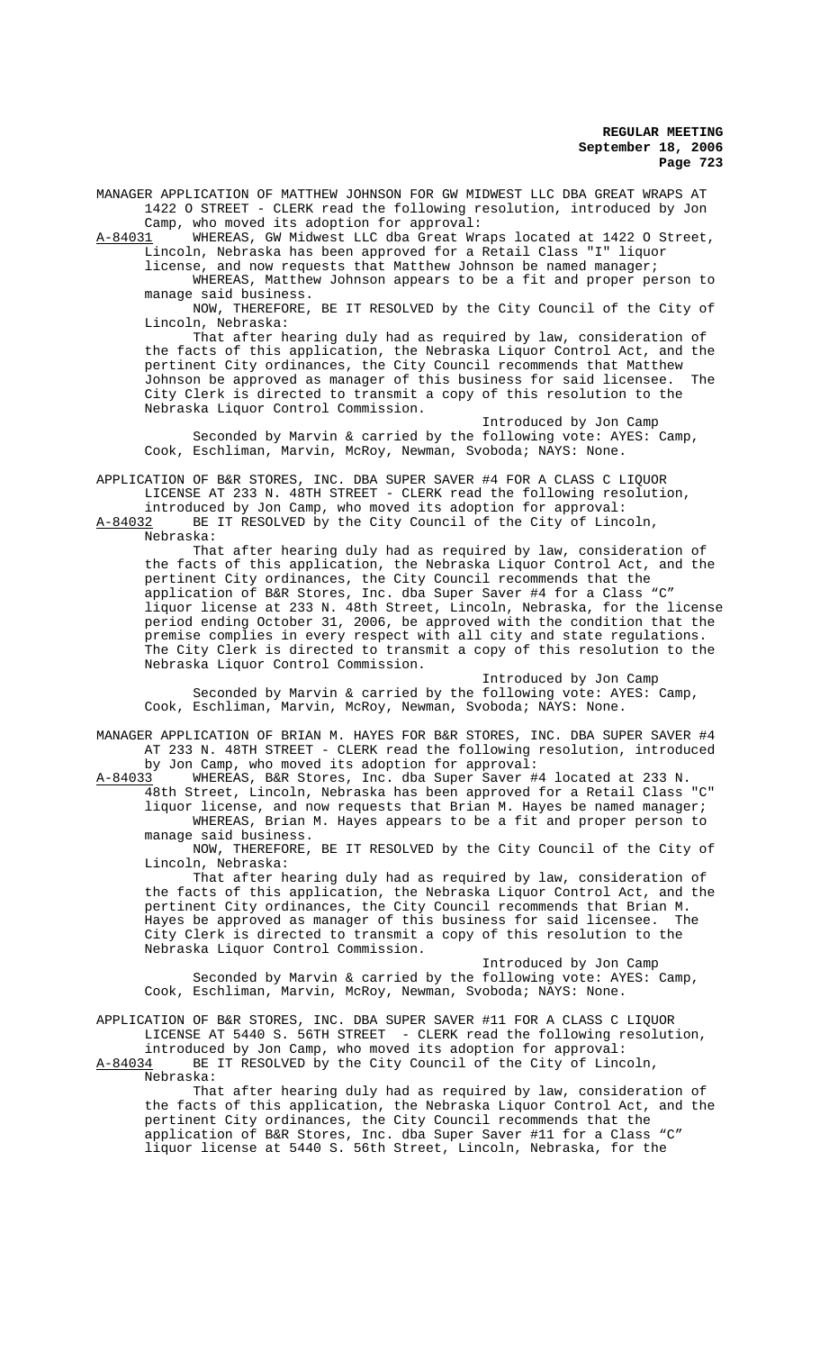MANAGER APPLICATION OF MATTHEW JOHNSON FOR GW MIDWEST LLC DBA GREAT WRAPS AT 1422 O STREET - CLERK read the following resolution, introduced by Jon Camp, who moved its adoption for approval:

A-84031 WHEREAS, GW Midwest LLC dba Great Wraps located at 1422 O Street, Lincoln, Nebraska has been approved for a Retail Class "I" liquor license, and now requests that Matthew Johnson be named manager;

WHEREAS, Matthew Johnson appears to be a fit and proper person to manage said business.

NOW, THEREFORE, BE IT RESOLVED by the City Council of the City of Lincoln, Nebraska:

That after hearing duly had as required by law, consideration of the facts of this application, the Nebraska Liquor Control Act, and the pertinent City ordinances, the City Council recommends that Matthew Johnson be approved as manager of this business for said licensee. The City Clerk is directed to transmit a copy of this resolution to the Nebraska Liquor Control Commission.

Introduced by Jon Camp

Seconded by Marvin & carried by the following vote: AYES: Camp, Cook, Eschliman, Marvin, McRoy, Newman, Svoboda; NAYS: None.

APPLICATION OF B&R STORES, INC. DBA SUPER SAVER #4 FOR A CLASS C LIQUOR LICENSE AT 233 N. 48TH STREET - CLERK read the following resolution, introduced by Jon Camp, who moved its adoption for approval:

A-84032 BE IT RESOLVED by the City Council of the City of Lincoln, Nebraska:

That after hearing duly had as required by law, consideration of the facts of this application, the Nebraska Liquor Control Act, and the pertinent City ordinances, the City Council recommends that the application of B&R Stores, Inc. dba Super Saver #4 for a Class "C" liquor license at 233 N. 48th Street, Lincoln, Nebraska, for the license period ending October 31, 2006, be approved with the condition that the premise complies in every respect with all city and state regulations. The City Clerk is directed to transmit a copy of this resolution to the Nebraska Liquor Control Commission.

Introduced by Jon Camp

Seconded by Marvin & carried by the following vote: AYES: Camp, Cook, Eschliman, Marvin, McRoy, Newman, Svoboda; NAYS: None.

MANAGER APPLICATION OF BRIAN M. HAYES FOR B&R STORES, INC. DBA SUPER SAVER #4 AT 233 N. 48TH STREET - CLERK read the following resolution, introduced by Jon Camp, who moved its adoption for approval:

A-84033 WHEREAS, B&R Stores, Inc. dba Super Saver #4 located at 233 N. 48th Street, Lincoln, Nebraska has been approved for a Retail Class "C" liquor license, and now requests that Brian M. Hayes be named manager;

WHEREAS, Brian M. Hayes appears to be a fit and proper person to manage said business.

NOW, THEREFORE, BE IT RESOLVED by the City Council of the City of Lincoln, Nebraska:

That after hearing duly had as required by law, consideration of the facts of this application, the Nebraska Liquor Control Act, and the pertinent City ordinances, the City Council recommends that Brian M. Hayes be approved as manager of this business for said licensee. The City Clerk is directed to transmit a copy of this resolution to the Nebraska Liquor Control Commission.

Introduced by Jon Camp

Seconded by Marvin & carried by the following vote: AYES: Camp, Cook, Eschliman, Marvin, McRoy, Newman, Svoboda; NAYS: None.

APPLICATION OF B&R STORES, INC. DBA SUPER SAVER #11 FOR A CLASS C LIQUOR LICENSE AT 5440 S. 56TH STREET - CLERK read the following resolution, introduced by Jon Camp, who moved its adoption for approval:

A-84034 BE IT RESOLVED by the City Council of the City of Lincoln, Nebraska:

That after hearing duly had as required by law, consideration of the facts of this application, the Nebraska Liquor Control Act, and the pertinent City ordinances, the City Council recommends that the application of B&R Stores, Inc. dba Super Saver #11 for a Class "C" liquor license at 5440 S. 56th Street, Lincoln, Nebraska, for the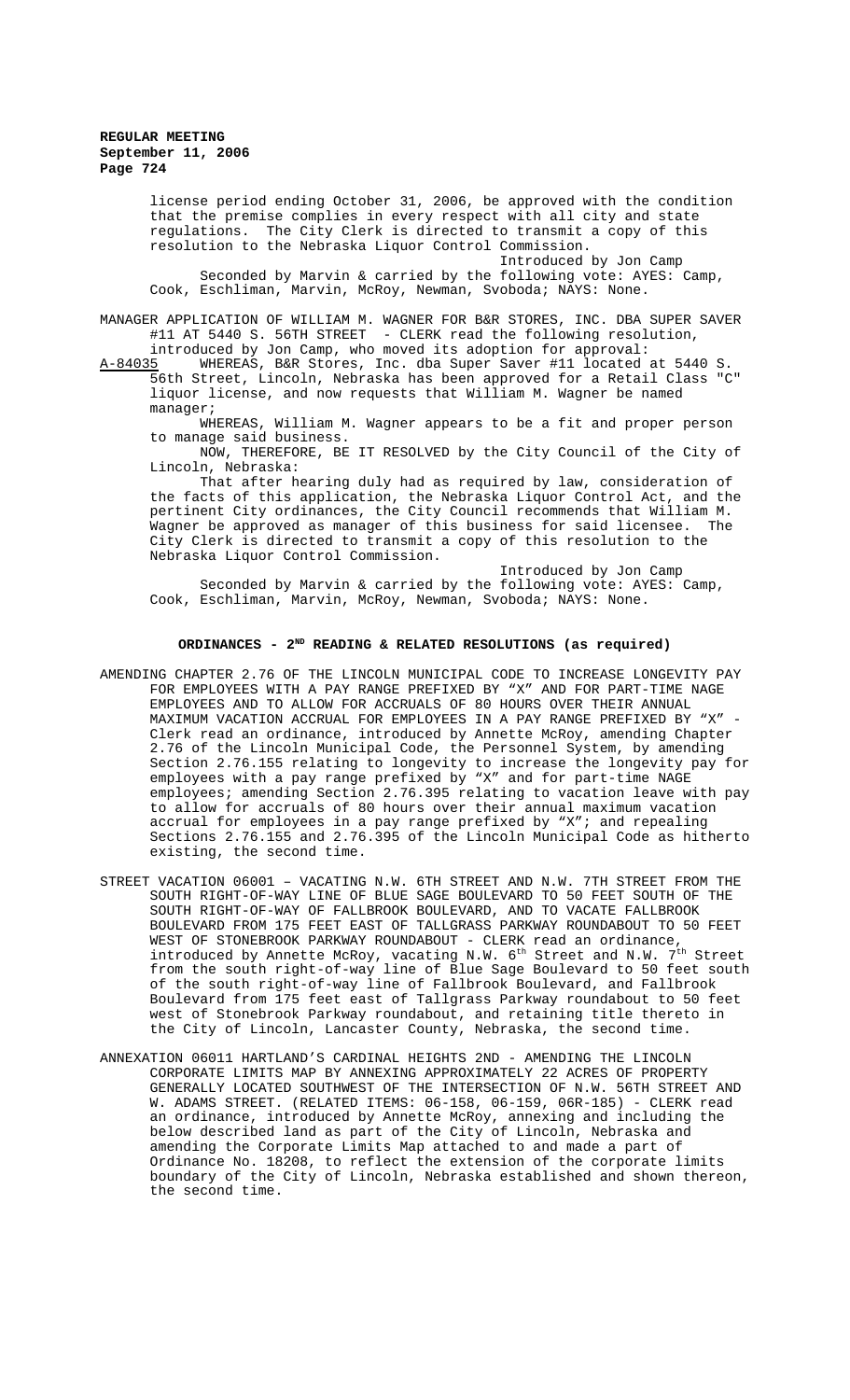license period ending October 31, 2006, be approved with the condition that the premise complies in every respect with all city and state regulations. The City Clerk is directed to transmit a copy of this resolution to the Nebraska Liquor Control Commission.

Introduced by Jon Camp

Seconded by Marvin & carried by the following vote: AYES: Camp, Cook, Eschliman, Marvin, McRoy, Newman, Svoboda; NAYS: None.

MANAGER APPLICATION OF WILLIAM M. WAGNER FOR B&R STORES, INC. DBA SUPER SAVER #11 AT 5440 S. 56TH STREET - CLERK read the following resolution, introduced by Jon Camp, who moved its adoption for approval:

A-84035 WHEREAS, B&R Stores, Inc. dba Super Saver #11 located at 5440 S. 56th Street, Lincoln, Nebraska has been approved for a Retail Class "C" liquor license, and now requests that William M. Wagner be named manager;

WHEREAS, William M. Wagner appears to be a fit and proper person to manage said business.

NOW, THEREFORE, BE IT RESOLVED by the City Council of the City of Lincoln, Nebraska:

That after hearing duly had as required by law, consideration of the facts of this application, the Nebraska Liquor Control Act, and the pertinent City ordinances, the City Council recommends that William M. Wagner be approved as manager of this business for said licensee. The City Clerk is directed to transmit a copy of this resolution to the Nebraska Liquor Control Commission.

Introduced by Jon Camp

Seconded by Marvin & carried by the following vote: AYES: Camp, Cook, Eschliman, Marvin, McRoy, Newman, Svoboda; NAYS: None.

## ORDINANCES - 2ND READING & RELATED RESOLUTIONS (as required)

AMENDING CHAPTER 2.76 OF THE LINCOLN MUNICIPAL CODE TO INCREASE LONGEVITY PAY FOR EMPLOYEES WITH A PAY RANGE PREFIXED BY "X" AND FOR PART-TIME NAGE EMPLOYEES AND TO ALLOW FOR ACCRUALS OF 80 HOURS OVER THEIR ANNUAL MAXIMUM VACATION ACCRUAL FOR EMPLOYEES IN A PAY RANGE PREFIXED BY "X" - Clerk read an ordinance, introduced by Annette McRoy, amending Chapter 2.76 of the Lincoln Municipal Code, the Personnel System, by amending Section 2.76.155 relating to longevity to increase the longevity pay for employees with a pay range prefixed by "X" and for part-time NAGE employees; amending Section 2.76.395 relating to vacation leave with pay to allow for accruals of 80 hours over their annual maximum vacation accrual for employees in a pay range prefixed by "X"; and repealing Sections 2.76.155 and 2.76.395 of the Lincoln Municipal Code as hitherto existing, the second time.

STREET VACATION 06001 – VACATING N.W. 6TH STREET AND N.W. 7TH STREET FROM THE SOUTH RIGHT-OF-WAY LINE OF BLUE SAGE BOULEVARD TO 50 FEET SOUTH OF THE SOUTH RIGHT-OF-WAY OF FALLBROOK BOULEVARD, AND TO VACATE FALLBROOK BOULEVARD FROM 175 FEET EAST OF TALLGRASS PARKWAY ROUNDABOUT TO 50 FEET WEST OF STONEBROOK PARKWAY ROUNDABOUT - CLERK read an ordinance, introduced by Annette McRoy, vacating N.W. 6th Street and N.W. 7th Street from the south right-of-way line of Blue Sage Boulevard to 50 feet south of the south right-of-way line of Fallbrook Boulevard, and Fallbrook Boulevard from 175 feet east of Tallgrass Parkway roundabout to 50 feet west of Stonebrook Parkway roundabout, and retaining title thereto in the City of Lincoln, Lancaster County, Nebraska, the second time.

ANNEXATION 06011 HARTLAND'S CARDINAL HEIGHTS 2ND - AMENDING THE LINCOLN CORPORATE LIMITS MAP BY ANNEXING APPROXIMATELY 22 ACRES OF PROPERTY GENERALLY LOCATED SOUTHWEST OF THE INTERSECTION OF N.W. 56TH STREET AND W. ADAMS STREET. (RELATED ITEMS: 06-158, 06-159, 06R-185) - CLERK read an ordinance, introduced by Annette McRoy, annexing and including the below described land as part of the City of Lincoln, Nebraska and amending the Corporate Limits Map attached to and made a part of Ordinance No. 18208, to reflect the extension of the corporate limits boundary of the City of Lincoln, Nebraska established and shown thereon, the second time.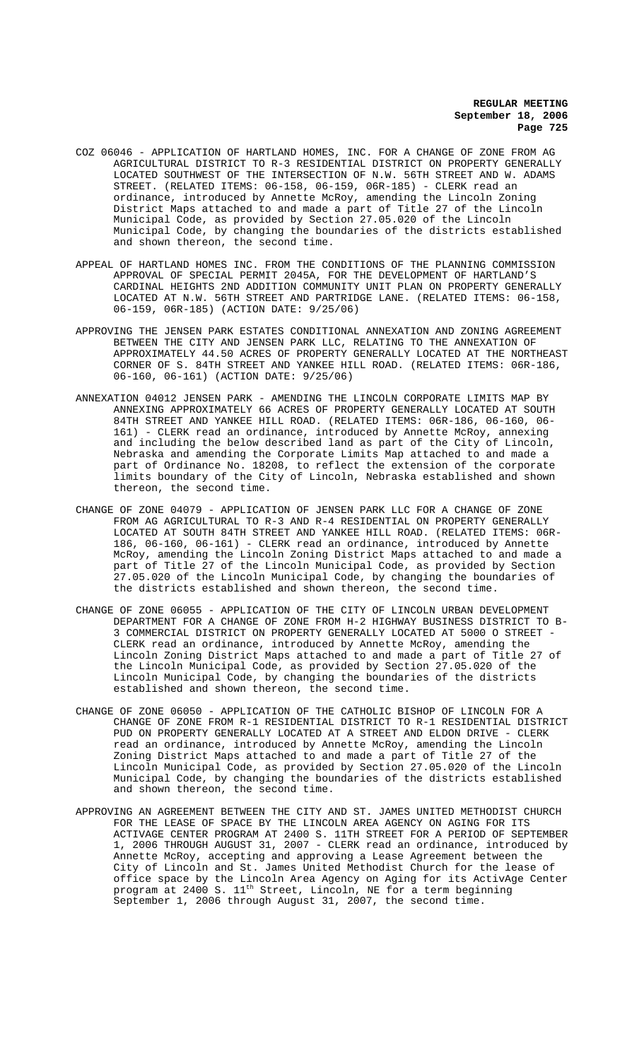COZ 06046 - APPLICATION OF HARTLAND HOMES, INC. FOR A CHANGE OF ZONE FROM AG AGRICULTURAL DISTRICT TO R-3 RESIDENTIAL DISTRICT ON PROPERTY GENERALLY LOCATED SOUTHWEST OF THE INTERSECTION OF N.W. 56TH STREET AND W. ADAMS STREET. (RELATED ITEMS: 06-158, 06-159, 06R-185) - CLERK read an ordinance, introduced by Annette McRoy, amending the Lincoln Zoning District Maps attached to and made a part of Title 27 of the Lincoln Municipal Code, as provided by Section 27.05.020 of the Lincoln Municipal Code, by changing the boundaries of the districts established and shown thereon, the second time.

APPEAL OF HARTLAND HOMES INC. FROM THE CONDITIONS OF THE PLANNING COMMISSION APPROVAL OF SPECIAL PERMIT 2045A, FOR THE DEVELOPMENT OF HARTLAND'S CARDINAL HEIGHTS 2ND ADDITION COMMUNITY UNIT PLAN ON PROPERTY GENERALLY LOCATED AT N.W. 56TH STREET AND PARTRIDGE LANE. (RELATED ITEMS: 06-158, 06-159, 06R-185) (ACTION DATE: 9/25/06)

APPROVING THE JENSEN PARK ESTATES CONDITIONAL ANNEXATION AND ZONING AGREEMENT BETWEEN THE CITY AND JENSEN PARK LLC, RELATING TO THE ANNEXATION OF APPROXIMATELY 44.50 ACRES OF PROPERTY GENERALLY LOCATED AT THE NORTHEAST CORNER OF S. 84TH STREET AND YANKEE HILL ROAD. (RELATED ITEMS: 06R-186, 06-160, 06-161) (ACTION DATE: 9/25/06)

ANNEXATION 04012 JENSEN PARK - AMENDING THE LINCOLN CORPORATE LIMITS MAP BY ANNEXING APPROXIMATELY 66 ACRES OF PROPERTY GENERALLY LOCATED AT SOUTH 84TH STREET AND YANKEE HILL ROAD. (RELATED ITEMS: 06R-186, 06-160, 06-161) - CLERK read an ordinance, introduced by Annette McRoy, annexing and including the below described land as part of the City of Lincoln, Nebraska and amending the Corporate Limits Map attached to and made a part of Ordinance No. 18208, to reflect the extension of the corporate limits boundary of the City of Lincoln, Nebraska established and shown thereon, the second time.

CHANGE OF ZONE 04079 - APPLICATION OF JENSEN PARK LLC FOR A CHANGE OF ZONE FROM AG AGRICULTURAL TO R-3 AND R-4 RESIDENTIAL ON PROPERTY GENERALLY LOCATED AT SOUTH 84TH STREET AND YANKEE HILL ROAD. (RELATED ITEMS: 06R-186, 06-160, 06-161) - CLERK read an ordinance, introduced by Annette McRoy, amending the Lincoln Zoning District Maps attached to and made a part of Title 27 of the Lincoln Municipal Code, as provided by Section 27.05.020 of the Lincoln Municipal Code, by changing the boundaries of the districts established and shown thereon, the second time.

CHANGE OF ZONE 06055 - APPLICATION OF THE CITY OF LINCOLN URBAN DEVELOPMENT DEPARTMENT FOR A CHANGE OF ZONE FROM H-2 HIGHWAY BUSINESS DISTRICT TO B-3 COMMERCIAL DISTRICT ON PROPERTY GENERALLY LOCATED AT 5000 O STREET - CLERK read an ordinance, introduced by Annette McRoy, amending the Lincoln Zoning District Maps attached to and made a part of Title 27 of the Lincoln Municipal Code, as provided by Section 27.05.020 of the Lincoln Municipal Code, by changing the boundaries of the districts established and shown thereon, the second time.

CHANGE OF ZONE 06050 - APPLICATION OF THE CATHOLIC BISHOP OF LINCOLN FOR A CHANGE OF ZONE FROM R-1 RESIDENTIAL DISTRICT TO R-1 RESIDENTIAL DISTRICT PUD ON PROPERTY GENERALLY LOCATED AT A STREET AND ELDON DRIVE - CLERK read an ordinance, introduced by Annette McRoy, amending the Lincoln Zoning District Maps attached to and made a part of Title 27 of the Lincoln Municipal Code, as provided by Section 27.05.020 of the Lincoln Municipal Code, by changing the boundaries of the districts established and shown thereon, the second time.

APPROVING AN AGREEMENT BETWEEN THE CITY AND ST. JAMES UNITED METHODIST CHURCH FOR THE LEASE OF SPACE BY THE LINCOLN AREA AGENCY ON AGING FOR ITS ACTIVAGE CENTER PROGRAM AT 2400 S. 11TH STREET FOR A PERIOD OF SEPTEMBER 1, 2006 THROUGH AUGUST 31, 2007 - CLERK read an ordinance, introduced by Annette McRoy, accepting and approving a Lease Agreement between the City of Lincoln and St. James United Methodist Church for the lease of office space by the Lincoln Area Agency on Aging for its ActivAge Center program at 2400 S. 11th Street, Lincoln, NE for a term beginning September 1, 2006 through August 31, 2007, the second time.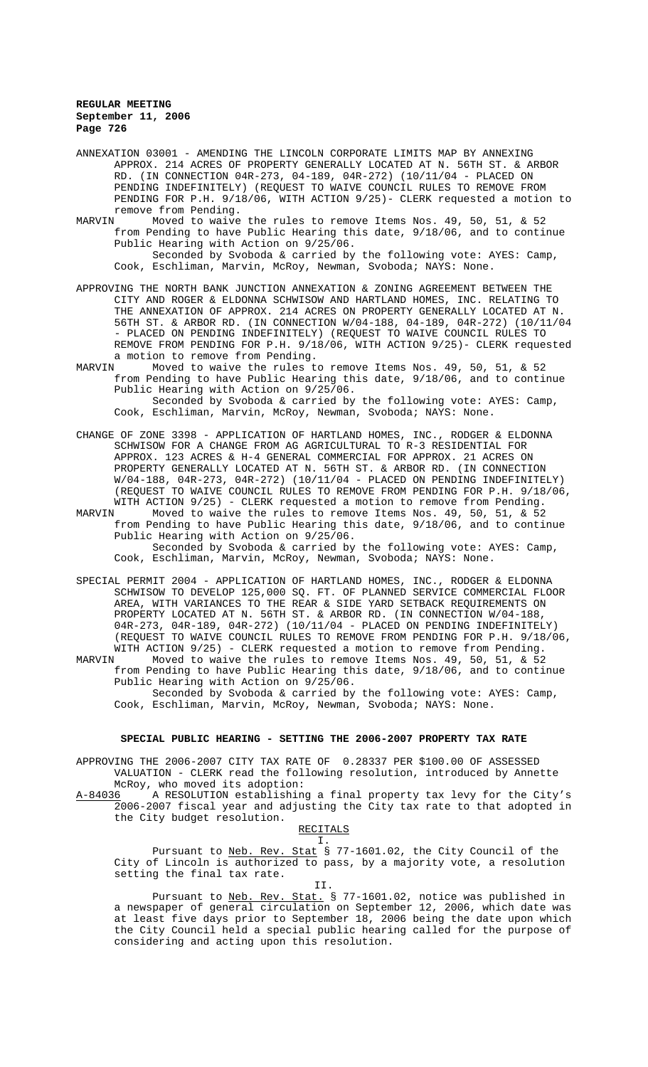ANNEXATION 03001 - AMENDING THE LINCOLN CORPORATE LIMITS MAP BY ANNEXING APPROX. 214 ACRES OF PROPERTY GENERALLY LOCATED AT N. 56TH ST. & ARBOR RD. (IN CONNECTION 04R-273, 04-189, 04R-272) (10/11/04 - PLACED ON PENDING INDEFINITELY) (REQUEST TO WAIVE COUNCIL RULES TO REMOVE FROM PENDING FOR P.H. 9/18/06, WITH ACTION 9/25)- CLERK requested a motion to remove from Pending.

MARVIN Moved to waive the rules to remove Items Nos. 49, 50, 51, & 52 from Pending to have Public Hearing this date, 9/18/06, and to continue Public Hearing with Action on 9/25/06.

Seconded by Svoboda & carried by the following vote: AYES: Camp, Cook, Eschliman, Marvin, McRoy, Newman, Svoboda; NAYS: None.

APPROVING THE NORTH BANK JUNCTION ANNEXATION & ZONING AGREEMENT BETWEEN THE CITY AND ROGER & ELDONNA SCHWISOW AND HARTLAND HOMES, INC. RELATING TO THE ANNEXATION OF APPROX. 214 ACRES ON PROPERTY GENERALLY LOCATED AT N. 56TH ST. & ARBOR RD. (IN CONNECTION W/04-188, 04-189, 04R-272) (10/11/04 - PLACED ON PENDING INDEFINITELY) (REQUEST TO WAIVE COUNCIL RULES TO REMOVE FROM PENDING FOR P.H. 9/18/06, WITH ACTION 9/25)- CLERK requested a motion to remove from Pending.

MARVIN Moved to waive the rules to remove Items Nos. 49, 50, 51, & 52 from Pending to have Public Hearing this date, 9/18/06, and to continue Public Hearing with Action on 9/25/06.

Seconded by Svoboda & carried by the following vote: AYES: Camp, Cook, Eschliman, Marvin, McRoy, Newman, Svoboda; NAYS: None.

CHANGE OF ZONE 3398 - APPLICATION OF HARTLAND HOMES, INC., RODGER & ELDONNA SCHWISOW FOR A CHANGE FROM AG AGRICULTURAL TO R-3 RESIDENTIAL FOR APPROX. 123 ACRES & H-4 GENERAL COMMERCIAL FOR APPROX. 21 ACRES ON PROPERTY GENERALLY LOCATED AT N. 56TH ST. & ARBOR RD. (IN CONNECTION W/04-188, 04R-273, 04R-272) (10/11/04 - PLACED ON PENDING INDEFINITELY) (REQUEST TO WAIVE COUNCIL RULES TO REMOVE FROM PENDING FOR P.H. 9/18/06, WITH ACTION 9/25) - CLERK requested a motion to remove from Pending.

MARVIN Moved to waive the rules to remove Items Nos. 49, 50, 51, & 52 from Pending to have Public Hearing this date, 9/18/06, and to continue Public Hearing with Action on 9/25/06.

Seconded by Svoboda & carried by the following vote: AYES: Camp, Cook, Eschliman, Marvin, McRoy, Newman, Svoboda; NAYS: None.

SPECIAL PERMIT 2004 - APPLICATION OF HARTLAND HOMES, INC., RODGER & ELDONNA SCHWISOW TO DEVELOP 125,000 SQ. FT. OF PLANNED SERVICE COMMERCIAL FLOOR AREA, WITH VARIANCES TO THE REAR & SIDE YARD SETBACK REQUIREMENTS ON PROPERTY LOCATED AT N. 56TH ST. & ARBOR RD. (IN CONNECTION W/04-188, 04R-273, 04R-189, 04R-272) (10/11/04 - PLACED ON PENDING INDEFINITELY) (REQUEST TO WAIVE COUNCIL RULES TO REMOVE FROM PENDING FOR P.H. 9/18/06, WITH ACTION 9/25) - CLERK requested a motion to remove from Pending.

MARVIN Moved to waive the rules to remove Items Nos. 49, 50, 51, & 52 from Pending to have Public Hearing this date, 9/18/06, and to continue Public Hearing with Action on 9/25/06.

Seconded by Svoboda & carried by the following vote: AYES: Camp, Cook, Eschliman, Marvin, McRoy, Newman, Svoboda; NAYS: None.

## SPECIAL PUBLIC HEARING - SETTING THE 2006-2007 PROPERTY TAX RATE

APPROVING THE 2006-2007 CITY TAX RATE OF 0.28337 PER $100.00 OF ASSESSED VALUATION - CLERK read the following resolution, introduced by Annette McRoy, who moved its adoption:

A-84036 A RESOLUTION establishing a final property tax levy for the City's 2006-2007 fiscal year and adjusting the City tax rate to that adopted in the City budget resolution.

RECITALS

I.

Pursuant to Neb. Rev. Stat § 77-1601.02, the City Council of the City of Lincoln is authorized to pass, by a majority vote, a resolution setting the final tax rate.

II.

Pursuant to Neb. Rev. Stat. § 77-1601.02, notice was published in a newspaper of general circulation on September 12, 2006, which date was at least five days prior to September 18, 2006 being the date upon which the City Council held a special public hearing called for the purpose of considering and acting upon this resolution.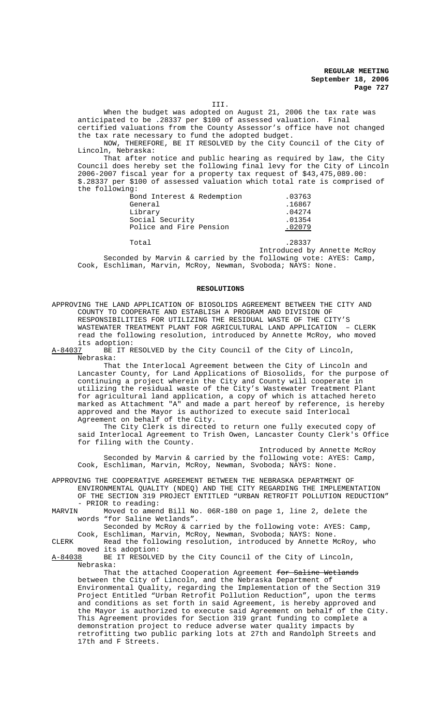III.

When the budget was adopted on August 21, 2006 the tax rate was anticipated to be .28337 per $100 of assessed valuation. Final certified valuations from the County Assessor's office have not changed the tax rate necessary to fund the adopted budget.

NOW, THEREFORE, BE IT RESOLVED by the City Council of the City of Lincoln, Nebraska:

That after notice and public hearing as required by law, the City Council does hereby set the following final levy for the City of Lincoln 2006-2007 fiscal year for a property tax request of $43,475,089.00: $.28337 per $100 of assessed valuation which total rate is comprised of the following:

| | |
|---|---|
| Bond Interest & Redemption | .03763 |
| General | .16867 |
| Library | .04274 |
| Social Security | .01354 |
| Police and Fire Pension | .02079 |
| Total | .28337 |

Introduced by Annette McRoy

Seconded by Marvin & carried by the following vote: AYES: Camp, Cook, Eschliman, Marvin, McRoy, Newman, Svoboda; NAYS: None.

## RESOLUTIONS

APPROVING THE LAND APPLICATION OF BIOSOLIDS AGREEMENT BETWEEN THE CITY AND COUNTY TO COOPERATE AND ESTABLISH A PROGRAM AND DIVISION OF RESPONSIBILITIES FOR UTILIZING THE RESIDUAL WASTE OF THE CITY'S WASTEWATER TREATMENT PLANT FOR AGRICULTURAL LAND APPLICATION – CLERK read the following resolution, introduced by Annette McRoy, who moved its adoption:

A-84037 BE IT RESOLVED by the City Council of the City of Lincoln, Nebraska:

That the Interlocal Agreement between the City of Lincoln and Lancaster County, for Land Applications of Biosolids, for the purpose of continuing a project wherein the City and County will cooperate in utilizing the residual waste of the City's Wastewater Treatment Plant for agricultural land application, a copy of which is attached hereto marked as Attachment "A" and made a part hereof by reference, is hereby approved and the Mayor is authorized to execute said Interlocal Agreement on behalf of the City.

The City Clerk is directed to return one fully executed copy of said Interlocal Agreement to Trish Owen, Lancaster County Clerk's Office for filing with the County.

Introduced by Annette McRoy

Seconded by Marvin & carried by the following vote: AYES: Camp, Cook, Eschliman, Marvin, McRoy, Newman, Svoboda; NAYS: None.

APPROVING THE COOPERATIVE AGREEMENT BETWEEN THE NEBRASKA DEPARTMENT OF ENVIRONMENTAL QUALITY (NDEQ) AND THE CITY REGARDING THE IMPLEMENTATION OF THE SECTION 319 PROJECT ENTITLED "URBAN RETROFIT POLLUTION REDUCTION" - PRIOR to reading:

MARVIN Moved to amend Bill No. 06R-180 on page 1, line 2, delete the words "for Saline Wetlands".

Seconded by McRoy & carried by the following vote: AYES: Camp, Cook, Eschliman, Marvin, McRoy, Newman, Svoboda; NAYS: None.

CLERK Read the following resolution, introduced by Annette McRoy, who moved its adoption:

A-84038 BE IT RESOLVED by the City Council of the City of Lincoln, Nebraska:

That the attached Cooperation Agreement ~~for Saline Wetlands~~ between the City of Lincoln, and the Nebraska Department of Environmental Quality, regarding the Implementation of the Section 319 Project Entitled "Urban Retrofit Pollution Reduction", upon the terms and conditions as set forth in said Agreement, is hereby approved and the Mayor is authorized to execute said Agreement on behalf of the City. This Agreement provides for Section 319 grant funding to complete a demonstration project to reduce adverse water quality impacts by retrofitting two public parking lots at 27th and Randolph Streets and 17th and F Streets.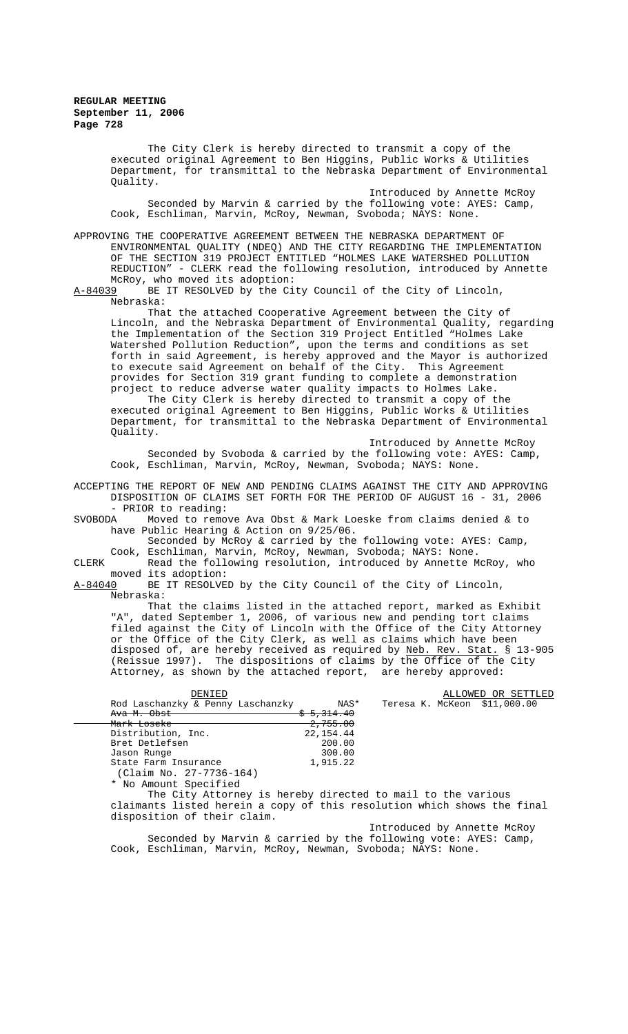The City Clerk is hereby directed to transmit a copy of the executed original Agreement to Ben Higgins, Public Works & Utilities Department, for transmittal to the Nebraska Department of Environmental Quality.

Introduced by Annette McRoy

Seconded by Marvin & carried by the following vote: AYES: Camp, Cook, Eschliman, Marvin, McRoy, Newman, Svoboda; NAYS: None.

APPROVING THE COOPERATIVE AGREEMENT BETWEEN THE NEBRASKA DEPARTMENT OF ENVIRONMENTAL QUALITY (NDEQ) AND THE CITY REGARDING THE IMPLEMENTATION OF THE SECTION 319 PROJECT ENTITLED "HOLMES LAKE WATERSHED POLLUTION REDUCTION" - CLERK read the following resolution, introduced by Annette McRoy, who moved its adoption:

A-84039 BE IT RESOLVED by the City Council of the City of Lincoln, Nebraska:

That the attached Cooperative Agreement between the City of Lincoln, and the Nebraska Department of Environmental Quality, regarding the Implementation of the Section 319 Project Entitled "Holmes Lake Watershed Pollution Reduction", upon the terms and conditions as set forth in said Agreement, is hereby approved and the Mayor is authorized to execute said Agreement on behalf of the City. This Agreement provides for Section 319 grant funding to complete a demonstration project to reduce adverse water quality impacts to Holmes Lake.

The City Clerk is hereby directed to transmit a copy of the executed original Agreement to Ben Higgins, Public Works & Utilities Department, for transmittal to the Nebraska Department of Environmental Quality.

Introduced by Annette McRoy

Seconded by Svoboda & carried by the following vote: AYES: Camp, Cook, Eschliman, Marvin, McRoy, Newman, Svoboda; NAYS: None.

ACCEPTING THE REPORT OF NEW AND PENDING CLAIMS AGAINST THE CITY AND APPROVING DISPOSITION OF CLAIMS SET FORTH FOR THE PERIOD OF AUGUST 16 - 31, 2006 - PRIOR to reading:

SVOBODA Moved to remove Ava Obst & Mark Loeske from claims denied & to have Public Hearing & Action on 9/25/06.

Seconded by McRoy & carried by the following vote: AYES: Camp, Cook, Eschliman, Marvin, McRoy, Newman, Svoboda; NAYS: None.

CLERK Read the following resolution, introduced by Annette McRoy, who moved its adoption:

A-84040 BE IT RESOLVED by the City Council of the City of Lincoln, Nebraska:

That the claims listed in the attached report, marked as Exhibit "A", dated September 1, 2006, of various new and pending tort claims filed against the City of Lincoln with the Office of the City Attorney or the Office of the City Clerk, as well as claims which have been disposed of, are hereby received as required by Neb. Rev. Stat. § 13-905 (Reissue 1997). The dispositions of claims by the Office of the City Attorney, as shown by the attached report, are hereby approved:

| DENIED | | ALLOWED OR SETTLED | |
|---|---|---|---|
| Rod Laschanzky & Penny Laschanzky | NAS* | Teresa K. McKeon | $11,000.00 |
| ~~Ava M. Obst~~ | ~~$ 5,314.40~~ | | |
| ~~Mark Loseke~~ | ~~2,755.00~~ | | |
| Distribution, Inc. | 22,154.44 | | |
| Bret Detlefsen | 200.00 | | |
| Jason Runge | 300.00 | | |
| State Farm Insurance (Claim No. 27-7736-164) | 1,915.22 | | |

\* No Amount Specified

The City Attorney is hereby directed to mail to the various claimants listed herein a copy of this resolution which shows the final disposition of their claim.

Introduced by Annette McRoy

Seconded by Marvin & carried by the following vote: AYES: Camp, Cook, Eschliman, Marvin, McRoy, Newman, Svoboda; NAYS: None.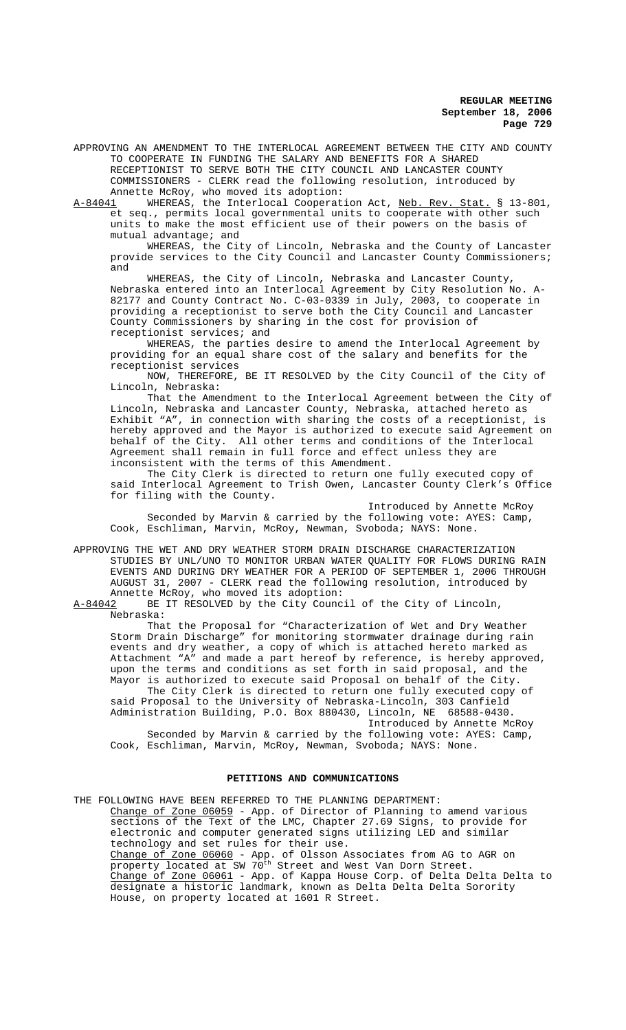APPROVING AN AMENDMENT TO THE INTERLOCAL AGREEMENT BETWEEN THE CITY AND COUNTY TO COOPERATE IN FUNDING THE SALARY AND BENEFITS FOR A SHARED RECEPTIONIST TO SERVE BOTH THE CITY COUNCIL AND LANCASTER COUNTY COMMISSIONERS - CLERK read the following resolution, introduced by Annette McRoy, who moved its adoption:

A-84041 WHEREAS, the Interlocal Cooperation Act, Neb. Rev. Stat. § 13-801, et seq., permits local governmental units to cooperate with other such units to make the most efficient use of their powers on the basis of mutual advantage; and

WHEREAS, the City of Lincoln, Nebraska and the County of Lancaster provide services to the City Council and Lancaster County Commissioners; and

WHEREAS, the City of Lincoln, Nebraska and Lancaster County, Nebraska entered into an Interlocal Agreement by City Resolution No. A-82177 and County Contract No. C-03-0339 in July, 2003, to cooperate in providing a receptionist to serve both the City Council and Lancaster County Commissioners by sharing in the cost for provision of receptionist services; and

WHEREAS, the parties desire to amend the Interlocal Agreement by providing for an equal share cost of the salary and benefits for the receptionist services

NOW, THEREFORE, BE IT RESOLVED by the City Council of the City of Lincoln, Nebraska:

That the Amendment to the Interlocal Agreement between the City of Lincoln, Nebraska and Lancaster County, Nebraska, attached hereto as Exhibit "A", in connection with sharing the costs of a receptionist, is hereby approved and the Mayor is authorized to execute said Agreement on behalf of the City. All other terms and conditions of the Interlocal Agreement shall remain in full force and effect unless they are inconsistent with the terms of this Amendment.

The City Clerk is directed to return one fully executed copy of said Interlocal Agreement to Trish Owen, Lancaster County Clerk's Office for filing with the County.

Introduced by Annette McRoy

Seconded by Marvin & carried by the following vote: AYES: Camp, Cook, Eschliman, Marvin, McRoy, Newman, Svoboda; NAYS: None.

APPROVING THE WET AND DRY WEATHER STORM DRAIN DISCHARGE CHARACTERIZATION STUDIES BY UNL/UNO TO MONITOR URBAN WATER QUALITY FOR FLOWS DURING RAIN EVENTS AND DURING DRY WEATHER FOR A PERIOD OF SEPTEMBER 1, 2006 THROUGH AUGUST 31, 2007 - CLERK read the following resolution, introduced by Annette McRoy, who moved its adoption:

A-84042 BE IT RESOLVED by the City Council of the City of Lincoln, Nebraska:

That the Proposal for "Characterization of Wet and Dry Weather Storm Drain Discharge" for monitoring stormwater drainage during rain events and dry weather, a copy of which is attached hereto marked as Attachment "A" and made a part hereof by reference, is hereby approved, upon the terms and conditions as set forth in said proposal, and the Mayor is authorized to execute said Proposal on behalf of the City.

The City Clerk is directed to return one fully executed copy of said Proposal to the University of Nebraska-Lincoln, 303 Canfield Administration Building, P.O. Box 880430, Lincoln, NE 68588-0430.

Introduced by Annette McRoy

Seconded by Marvin & carried by the following vote: AYES: Camp, Cook, Eschliman, Marvin, McRoy, Newman, Svoboda; NAYS: None.

## PETITIONS AND COMMUNICATIONS

THE FOLLOWING HAVE BEEN REFERRED TO THE PLANNING DEPARTMENT:

Change of Zone 06059 - App. of Director of Planning to amend various sections of the Text of the LMC, Chapter 27.69 Signs, to provide for electronic and computer generated signs utilizing LED and similar technology and set rules for their use.

Change of Zone 06060 - App. of Olsson Associates from AG to AGR on property located at SW 70th Street and West Van Dorn Street.

Change of Zone 06061 - App. of Kappa House Corp. of Delta Delta Delta to designate a historic landmark, known as Delta Delta Delta Sorority House, on property located at 1601 R Street.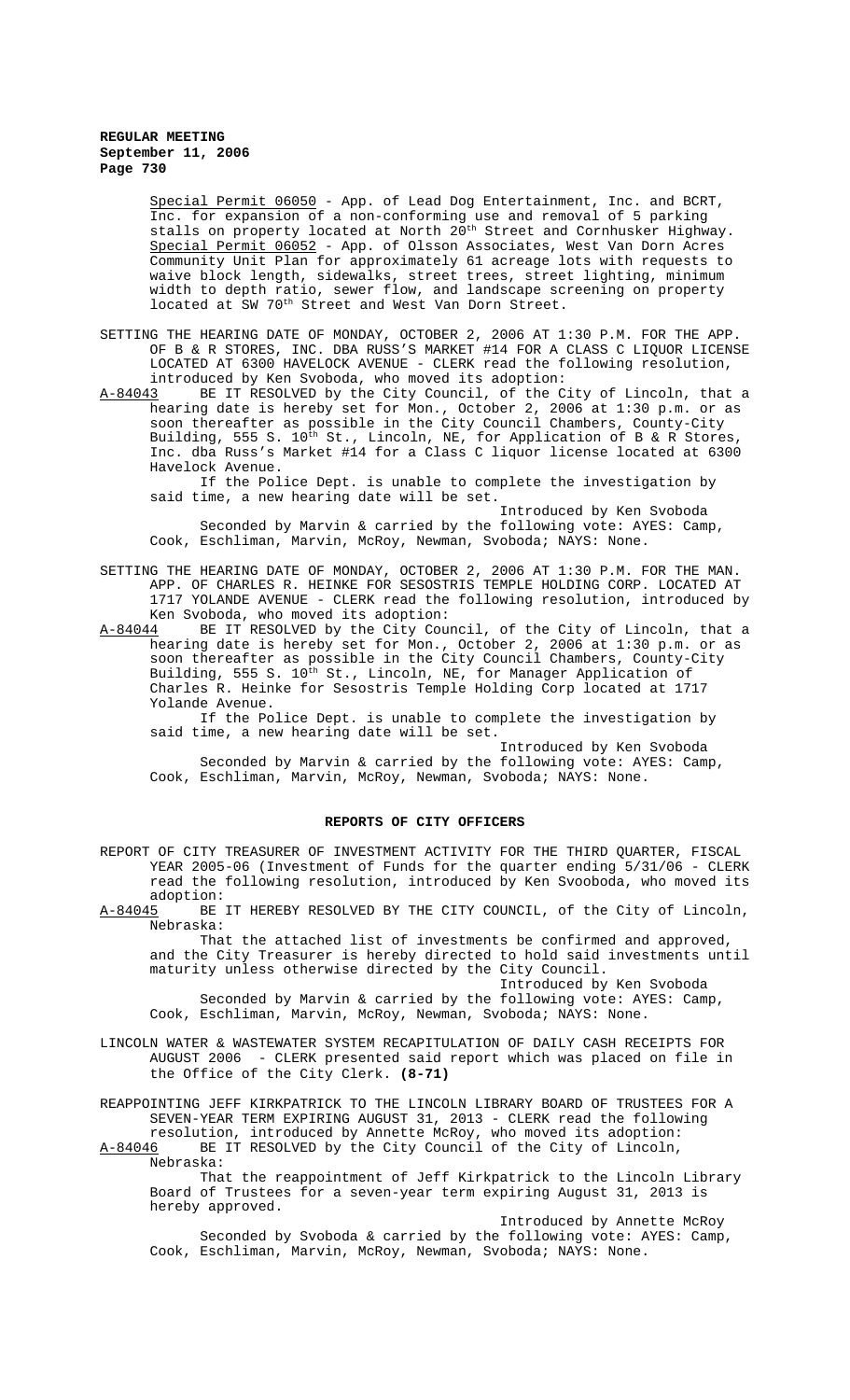Special Permit 06050 - App. of Lead Dog Entertainment, Inc. and BCRT, Inc. for expansion of a non-conforming use and removal of 5 parking stalls on property located at North 20th Street and Cornhusker Highway.
Special Permit 06052 - App. of Olsson Associates, West Van Dorn Acres Community Unit Plan for approximately 61 acreage lots with requests to waive block length, sidewalks, street trees, street lighting, minimum width to depth ratio, sewer flow, and landscape screening on property located at SW 70th Street and West Van Dorn Street.

SETTING THE HEARING DATE OF MONDAY, OCTOBER 2, 2006 AT 1:30 P.M. FOR THE APP. OF B & R STORES, INC. DBA RUSS'S MARKET #14 FOR A CLASS C LIQUOR LICENSE LOCATED AT 6300 HAVELOCK AVENUE - CLERK read the following resolution, introduced by Ken Svoboda, who moved its adoption:

A-84043 BE IT RESOLVED by the City Council, of the City of Lincoln, that a hearing date is hereby set for Mon., October 2, 2006 at 1:30 p.m. or as soon thereafter as possible in the City Council Chambers, County-City Building, 555 S. 10th St., Lincoln, NE, for Application of B & R Stores, Inc. dba Russ's Market #14 for a Class C liquor license located at 6300 Havelock Avenue.

If the Police Dept. is unable to complete the investigation by said time, a new hearing date will be set.

Introduced by Ken Svoboda

Seconded by Marvin & carried by the following vote: AYES: Camp, Cook, Eschliman, Marvin, McRoy, Newman, Svoboda; NAYS: None.

SETTING THE HEARING DATE OF MONDAY, OCTOBER 2, 2006 AT 1:30 P.M. FOR THE MAN. APP. OF CHARLES R. HEINKE FOR SESOSTRIS TEMPLE HOLDING CORP. LOCATED AT 1717 YOLANDE AVENUE - CLERK read the following resolution, introduced by Ken Svoboda, who moved its adoption:

A-84044 BE IT RESOLVED by the City Council, of the City of Lincoln, that a hearing date is hereby set for Mon., October 2, 2006 at 1:30 p.m. or as soon thereafter as possible in the City Council Chambers, County-City Building, 555 S. 10th St., Lincoln, NE, for Manager Application of Charles R. Heinke for Sesostris Temple Holding Corp located at 1717 Yolande Avenue.

If the Police Dept. is unable to complete the investigation by said time, a new hearing date will be set.

Introduced by Ken Svoboda

Seconded by Marvin & carried by the following vote: AYES: Camp, Cook, Eschliman, Marvin, McRoy, Newman, Svoboda; NAYS: None.

## REPORTS OF CITY OFFICERS

REPORT OF CITY TREASURER OF INVESTMENT ACTIVITY FOR THE THIRD QUARTER, FISCAL YEAR 2005-06 (Investment of Funds for the quarter ending 5/31/06 - CLERK read the following resolution, introduced by Ken Svooboda, who moved its adoption:

A-84045 BE IT HEREBY RESOLVED BY THE CITY COUNCIL, of the City of Lincoln, Nebraska:

That the attached list of investments be confirmed and approved, and the City Treasurer is hereby directed to hold said investments until maturity unless otherwise directed by the City Council.

Introduced by Ken Svoboda

Seconded by Marvin & carried by the following vote: AYES: Camp, Cook, Eschliman, Marvin, McRoy, Newman, Svoboda; NAYS: None.

LINCOLN WATER & WASTEWATER SYSTEM RECAPITULATION OF DAILY CASH RECEIPTS FOR AUGUST 2006 - CLERK presented said report which was placed on file in the Office of the City Clerk. **(8-71)**

REAPPOINTING JEFF KIRKPATRICK TO THE LINCOLN LIBRARY BOARD OF TRUSTEES FOR A SEVEN-YEAR TERM EXPIRING AUGUST 31, 2013 - CLERK read the following resolution, introduced by Annette McRoy, who moved its adoption:

A-84046 BE IT RESOLVED by the City Council of the City of Lincoln, Nebraska:

That the reappointment of Jeff Kirkpatrick to the Lincoln Library Board of Trustees for a seven-year term expiring August 31, 2013 is hereby approved.

Introduced by Annette McRoy

Seconded by Svoboda & carried by the following vote: AYES: Camp, Cook, Eschliman, Marvin, McRoy, Newman, Svoboda; NAYS: None.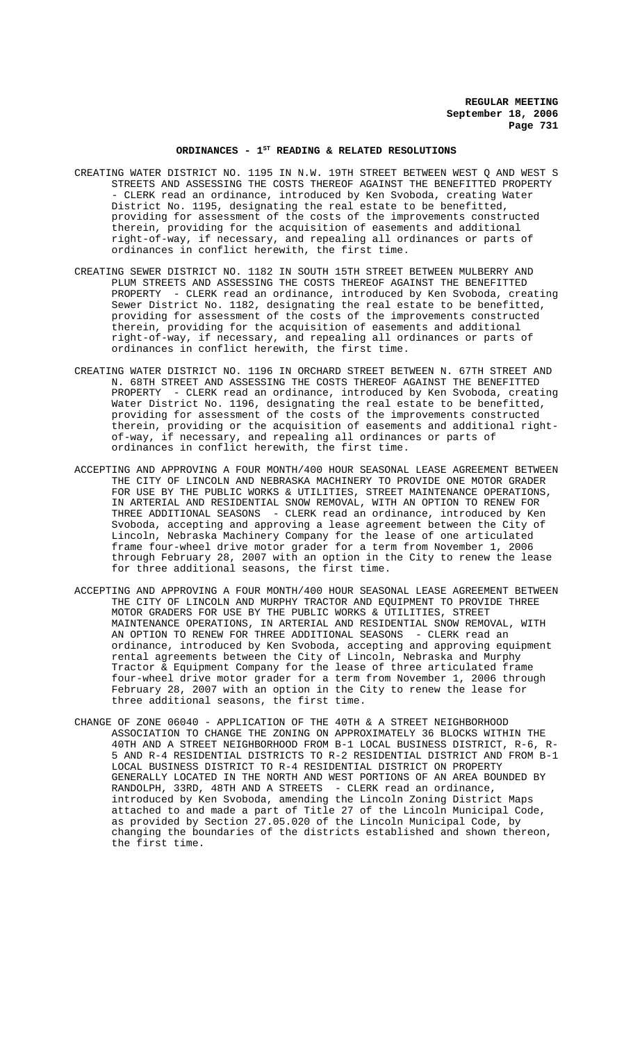## ORDINANCES - 1ST READING & RELATED RESOLUTIONS

CREATING WATER DISTRICT NO. 1195 IN N.W. 19TH STREET BETWEEN WEST Q AND WEST S STREETS AND ASSESSING THE COSTS THEREOF AGAINST THE BENEFITTED PROPERTY - CLERK read an ordinance, introduced by Ken Svoboda, creating Water District No. 1195, designating the real estate to be benefitted, providing for assessment of the costs of the improvements constructed therein, providing for the acquisition of easements and additional right-of-way, if necessary, and repealing all ordinances or parts of ordinances in conflict herewith, the first time.

CREATING SEWER DISTRICT NO. 1182 IN SOUTH 15TH STREET BETWEEN MULBERRY AND PLUM STREETS AND ASSESSING THE COSTS THEREOF AGAINST THE BENEFITTED PROPERTY - CLERK read an ordinance, introduced by Ken Svoboda, creating Sewer District No. 1182, designating the real estate to be benefitted, providing for assessment of the costs of the improvements constructed therein, providing for the acquisition of easements and additional right-of-way, if necessary, and repealing all ordinances or parts of ordinances in conflict herewith, the first time.

CREATING WATER DISTRICT NO. 1196 IN ORCHARD STREET BETWEEN N. 67TH STREET AND N. 68TH STREET AND ASSESSING THE COSTS THEREOF AGAINST THE BENEFITTED PROPERTY - CLERK read an ordinance, introduced by Ken Svoboda, creating Water District No. 1196, designating the real estate to be benefitted, providing for assessment of the costs of the improvements constructed therein, providing or the acquisition of easements and additional right-of-way, if necessary, and repealing all ordinances or parts of ordinances in conflict herewith, the first time.

ACCEPTING AND APPROVING A FOUR MONTH/400 HOUR SEASONAL LEASE AGREEMENT BETWEEN THE CITY OF LINCOLN AND NEBRASKA MACHINERY TO PROVIDE ONE MOTOR GRADER FOR USE BY THE PUBLIC WORKS & UTILITIES, STREET MAINTENANCE OPERATIONS, IN ARTERIAL AND RESIDENTIAL SNOW REMOVAL, WITH AN OPTION TO RENEW FOR THREE ADDITIONAL SEASONS - CLERK read an ordinance, introduced by Ken Svoboda, accepting and approving a lease agreement between the City of Lincoln, Nebraska Machinery Company for the lease of one articulated frame four-wheel drive motor grader for a term from November 1, 2006 through February 28, 2007 with an option in the City to renew the lease for three additional seasons, the first time.

ACCEPTING AND APPROVING A FOUR MONTH/400 HOUR SEASONAL LEASE AGREEMENT BETWEEN THE CITY OF LINCOLN AND MURPHY TRACTOR AND EQUIPMENT TO PROVIDE THREE MOTOR GRADERS FOR USE BY THE PUBLIC WORKS & UTILITIES, STREET MAINTENANCE OPERATIONS, IN ARTERIAL AND RESIDENTIAL SNOW REMOVAL, WITH AN OPTION TO RENEW FOR THREE ADDITIONAL SEASONS - CLERK read an ordinance, introduced by Ken Svoboda, accepting and approving equipment rental agreements between the City of Lincoln, Nebraska and Murphy Tractor & Equipment Company for the lease of three articulated frame four-wheel drive motor grader for a term from November 1, 2006 through February 28, 2007 with an option in the City to renew the lease for three additional seasons, the first time.

CHANGE OF ZONE 06040 - APPLICATION OF THE 40TH & A STREET NEIGHBORHOOD ASSOCIATION TO CHANGE THE ZONING ON APPROXIMATELY 36 BLOCKS WITHIN THE 40TH AND A STREET NEIGHBORHOOD FROM B-1 LOCAL BUSINESS DISTRICT, R-6, R-5 AND R-4 RESIDENTIAL DISTRICTS TO R-2 RESIDENTIAL DISTRICT AND FROM B-1 LOCAL BUSINESS DISTRICT TO R-4 RESIDENTIAL DISTRICT ON PROPERTY GENERALLY LOCATED IN THE NORTH AND WEST PORTIONS OF AN AREA BOUNDED BY RANDOLPH, 33RD, 48TH AND A STREETS - CLERK read an ordinance, introduced by Ken Svoboda, amending the Lincoln Zoning District Maps attached to and made a part of Title 27 of the Lincoln Municipal Code, as provided by Section 27.05.020 of the Lincoln Municipal Code, by changing the boundaries of the districts established and shown thereon, the first time.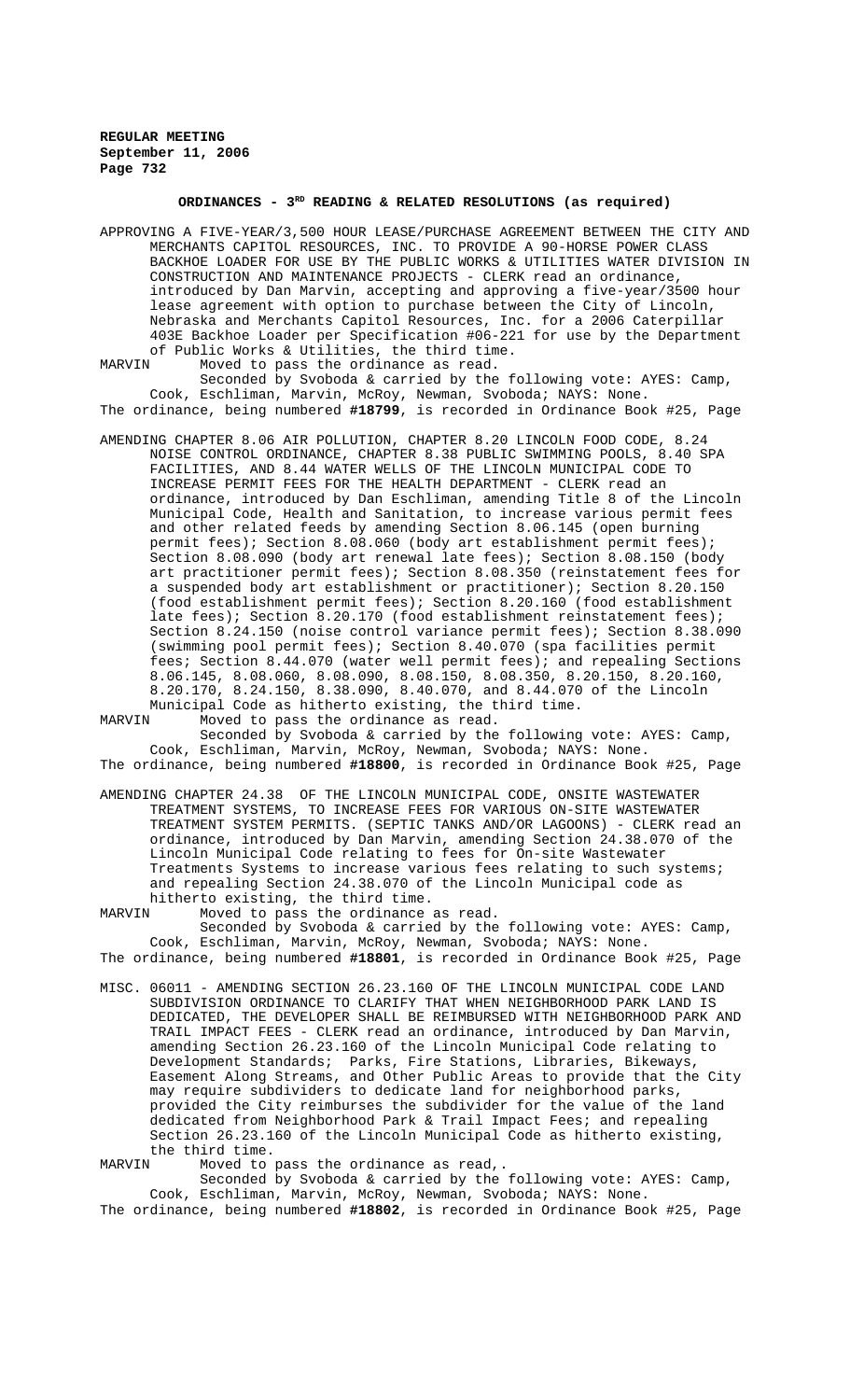## ORDINANCES - 3RD READING & RELATED RESOLUTIONS (as required)

APPROVING A FIVE-YEAR/3,500 HOUR LEASE/PURCHASE AGREEMENT BETWEEN THE CITY AND MERCHANTS CAPITOL RESOURCES, INC. TO PROVIDE A 90-HORSE POWER CLASS BACKHOE LOADER FOR USE BY THE PUBLIC WORKS & UTILITIES WATER DIVISION IN CONSTRUCTION AND MAINTENANCE PROJECTS - CLERK read an ordinance, introduced by Dan Marvin, accepting and approving a five-year/3500 hour lease agreement with option to purchase between the City of Lincoln, Nebraska and Merchants Capitol Resources, Inc. for a 2006 Caterpillar 403E Backhoe Loader per Specification #06-221 for use by the Department of Public Works & Utilities, the third time.

MARVIN Moved to pass the ordinance as read.

Seconded by Svoboda & carried by the following vote: AYES: Camp, Cook, Eschliman, Marvin, McRoy, Newman, Svoboda; NAYS: None.

The ordinance, being numbered **#18799**, is recorded in Ordinance Book #25, Page

AMENDING CHAPTER 8.06 AIR POLLUTION, CHAPTER 8.20 LINCOLN FOOD CODE, 8.24 NOISE CONTROL ORDINANCE, CHAPTER 8.38 PUBLIC SWIMMING POOLS, 8.40 SPA FACILITIES, AND 8.44 WATER WELLS OF THE LINCOLN MUNICIPAL CODE TO INCREASE PERMIT FEES FOR THE HEALTH DEPARTMENT - CLERK read an ordinance, introduced by Dan Eschliman, amending Title 8 of the Lincoln Municipal Code, Health and Sanitation, to increase various permit fees and other related feeds by amending Section 8.06.145 (open burning permit fees); Section 8.08.060 (body art establishment permit fees); Section 8.08.090 (body art renewal late fees); Section 8.08.150 (body art practitioner permit fees); Section 8.08.350 (reinstatement fees for a suspended body art establishment or practitioner); Section 8.20.150 (food establishment permit fees); Section 8.20.160 (food establishment late fees); Section 8.20.170 (food establishment reinstatement fees); Section 8.24.150 (noise control variance permit fees); Section 8.38.090 (swimming pool permit fees); Section 8.40.070 (spa facilities permit fees; Section 8.44.070 (water well permit fees); and repealing Sections 8.06.145, 8.08.060, 8.08.090, 8.08.150, 8.08.350, 8.20.150, 8.20.160, 8.20.170, 8.24.150, 8.38.090, 8.40.070, and 8.44.070 of the Lincoln Municipal Code as hitherto existing, the third time.

MARVIN Moved to pass the ordinance as read.

Seconded by Svoboda & carried by the following vote: AYES: Camp, Cook, Eschliman, Marvin, McRoy, Newman, Svoboda; NAYS: None.

The ordinance, being numbered **#18800**, is recorded in Ordinance Book #25, Page

AMENDING CHAPTER 24.38 OF THE LINCOLN MUNICIPAL CODE, ONSITE WASTEWATER TREATMENT SYSTEMS, TO INCREASE FEES FOR VARIOUS ON-SITE WASTEWATER TREATMENT SYSTEM PERMITS. (SEPTIC TANKS AND/OR LAGOONS) - CLERK read an ordinance, introduced by Dan Marvin, amending Section 24.38.070 of the Lincoln Municipal Code relating to fees for On-site Wastewater Treatments Systems to increase various fees relating to such systems; and repealing Section 24.38.070 of the Lincoln Municipal code as hitherto existing, the third time.

MARVIN Moved to pass the ordinance as read.

Seconded by Svoboda & carried by the following vote: AYES: Camp, Cook, Eschliman, Marvin, McRoy, Newman, Svoboda; NAYS: None.

The ordinance, being numbered **#18801**, is recorded in Ordinance Book #25, Page

MISC. 06011 - AMENDING SECTION 26.23.160 OF THE LINCOLN MUNICIPAL CODE LAND SUBDIVISION ORDINANCE TO CLARIFY THAT WHEN NEIGHBORHOOD PARK LAND IS DEDICATED, THE DEVELOPER SHALL BE REIMBURSED WITH NEIGHBORHOOD PARK AND TRAIL IMPACT FEES - CLERK read an ordinance, introduced by Dan Marvin, amending Section 26.23.160 of the Lincoln Municipal Code relating to Development Standards; Parks, Fire Stations, Libraries, Bikeways, Easement Along Streams, and Other Public Areas to provide that the City may require subdividers to dedicate land for neighborhood parks, provided the City reimburses the subdivider for the value of the land dedicated from Neighborhood Park & Trail Impact Fees; and repealing Section 26.23.160 of the Lincoln Municipal Code as hitherto existing, the third time.

MARVIN Moved to pass the ordinance as read,.

Seconded by Svoboda & carried by the following vote: AYES: Camp, Cook, Eschliman, Marvin, McRoy, Newman, Svoboda; NAYS: None.

The ordinance, being numbered **#18802**, is recorded in Ordinance Book #25, Page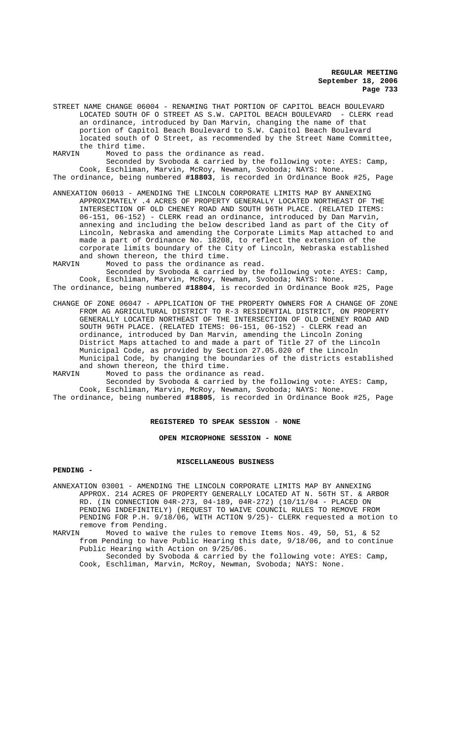STREET NAME CHANGE 06004 - RENAMING THAT PORTION OF CAPITOL BEACH BOULEVARD LOCATED SOUTH OF O STREET AS S.W. CAPITOL BEACH BOULEVARD - CLERK read an ordinance, introduced by Dan Marvin, changing the name of that portion of Capitol Beach Boulevard to S.W. Capitol Beach Boulevard located south of O Street, as recommended by the Street Name Committee, the third time.

MARVIN Moved to pass the ordinance as read.

Seconded by Svoboda & carried by the following vote: AYES: Camp, Cook, Eschliman, Marvin, McRoy, Newman, Svoboda; NAYS: None.

The ordinance, being numbered **#18803**, is recorded in Ordinance Book #25, Page

ANNEXATION 06013 - AMENDING THE LINCOLN CORPORATE LIMITS MAP BY ANNEXING APPROXIMATELY .4 ACRES OF PROPERTY GENERALLY LOCATED NORTHEAST OF THE INTERSECTION OF OLD CHENEY ROAD AND SOUTH 96TH PLACE. (RELATED ITEMS: 06-151, 06-152) - CLERK read an ordinance, introduced by Dan Marvin, annexing and including the below described land as part of the City of Lincoln, Nebraska and amending the Corporate Limits Map attached to and made a part of Ordinance No. 18208, to reflect the extension of the corporate limits boundary of the City of Lincoln, Nebraska established and shown thereon, the third time.

MARVIN Moved to pass the ordinance as read.

Seconded by Svoboda & carried by the following vote: AYES: Camp, Cook, Eschliman, Marvin, McRoy, Newman, Svoboda; NAYS: None.

The ordinance, being numbered **#18804**, is recorded in Ordinance Book #25, Page

CHANGE OF ZONE 06047 - APPLICATION OF THE PROPERTY OWNERS FOR A CHANGE OF ZONE FROM AG AGRICULTURAL DISTRICT TO R-3 RESIDENTIAL DISTRICT, ON PROPERTY GENERALLY LOCATED NORTHEAST OF THE INTERSECTION OF OLD CHENEY ROAD AND SOUTH 96TH PLACE. (RELATED ITEMS: 06-151, 06-152) - CLERK read an ordinance, introduced by Dan Marvin, amending the Lincoln Zoning District Maps attached to and made a part of Title 27 of the Lincoln Municipal Code, as provided by Section 27.05.020 of the Lincoln Municipal Code, by changing the boundaries of the districts established and shown thereon, the third time.

MARVIN Moved to pass the ordinance as read.

Seconded by Svoboda & carried by the following vote: AYES: Camp, Cook, Eschliman, Marvin, McRoy, Newman, Svoboda; NAYS: None.

The ordinance, being numbered **#18805**, is recorded in Ordinance Book #25, Page

**REGISTERED TO SPEAK SESSION - NONE**

**OPEN MICROPHONE SESSION - NONE**

**MISCELLANEOUS BUSINESS**

**PENDING -**

ANNEXATION 03001 - AMENDING THE LINCOLN CORPORATE LIMITS MAP BY ANNEXING APPROX. 214 ACRES OF PROPERTY GENERALLY LOCATED AT N. 56TH ST. & ARBOR RD. (IN CONNECTION 04R-273, 04-189, 04R-272) (10/11/04 - PLACED ON PENDING INDEFINITELY) (REQUEST TO WAIVE COUNCIL RULES TO REMOVE FROM PENDING FOR P.H. 9/18/06, WITH ACTION 9/25)- CLERK requested a motion to remove from Pending.

MARVIN Moved to waive the rules to remove Items Nos. 49, 50, 51, & 52 from Pending to have Public Hearing this date, 9/18/06, and to continue Public Hearing with Action on 9/25/06.

Seconded by Svoboda & carried by the following vote: AYES: Camp, Cook, Eschliman, Marvin, McRoy, Newman, Svoboda; NAYS: None.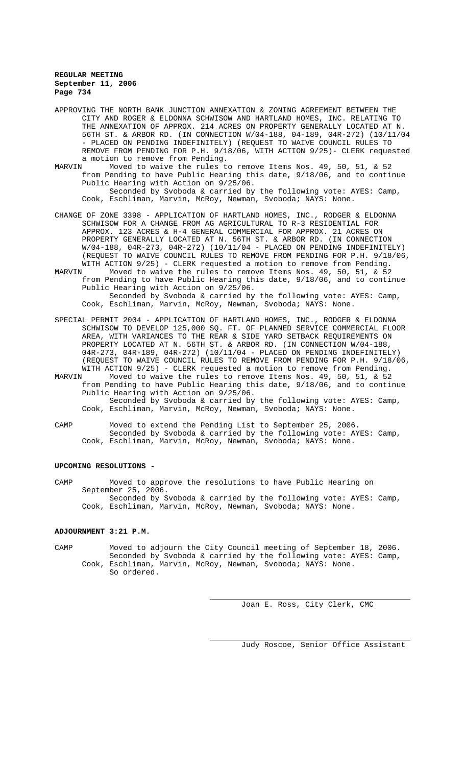APPROVING THE NORTH BANK JUNCTION ANNEXATION & ZONING AGREEMENT BETWEEN THE CITY AND ROGER & ELDONNA SCHWISOW AND HARTLAND HOMES, INC. RELATING TO THE ANNEXATION OF APPROX. 214 ACRES ON PROPERTY GENERALLY LOCATED AT N. 56TH ST. & ARBOR RD. (IN CONNECTION W/04-188, 04-189, 04R-272) (10/11/04 - PLACED ON PENDING INDEFINITELY) (REQUEST TO WAIVE COUNCIL RULES TO REMOVE FROM PENDING FOR P.H. 9/18/06, WITH ACTION 9/25)- CLERK requested a motion to remove from Pending.

MARVIN Moved to waive the rules to remove Items Nos. 49, 50, 51, & 52 from Pending to have Public Hearing this date, 9/18/06, and to continue Public Hearing with Action on 9/25/06.
Seconded by Svoboda & carried by the following vote: AYES: Camp, Cook, Eschliman, Marvin, McRoy, Newman, Svoboda; NAYS: None.

CHANGE OF ZONE 3398 - APPLICATION OF HARTLAND HOMES, INC., RODGER & ELDONNA SCHWISOW FOR A CHANGE FROM AG AGRICULTURAL TO R-3 RESIDENTIAL FOR APPROX. 123 ACRES & H-4 GENERAL COMMERCIAL FOR APPROX. 21 ACRES ON PROPERTY GENERALLY LOCATED AT N. 56TH ST. & ARBOR RD. (IN CONNECTION W/04-188, 04R-273, 04R-272) (10/11/04 - PLACED ON PENDING INDEFINITELY) (REQUEST TO WAIVE COUNCIL RULES TO REMOVE FROM PENDING FOR P.H. 9/18/06, WITH ACTION 9/25) - CLERK requested a motion to remove from Pending.

MARVIN Moved to waive the rules to remove Items Nos. 49, 50, 51, & 52 from Pending to have Public Hearing this date, 9/18/06, and to continue Public Hearing with Action on 9/25/06.
Seconded by Svoboda & carried by the following vote: AYES: Camp, Cook, Eschliman, Marvin, McRoy, Newman, Svoboda; NAYS: None.

SPECIAL PERMIT 2004 - APPLICATION OF HARTLAND HOMES, INC., RODGER & ELDONNA SCHWISOW TO DEVELOP 125,000 SQ. FT. OF PLANNED SERVICE COMMERCIAL FLOOR AREA, WITH VARIANCES TO THE REAR & SIDE YARD SETBACK REQUIREMENTS ON PROPERTY LOCATED AT N. 56TH ST. & ARBOR RD. (IN CONNECTION W/04-188, 04R-273, 04R-189, 04R-272) (10/11/04 - PLACED ON PENDING INDEFINITELY) (REQUEST TO WAIVE COUNCIL RULES TO REMOVE FROM PENDING FOR P.H. 9/18/06, WITH ACTION 9/25) - CLERK requested a motion to remove from Pending.

MARVIN Moved to waive the rules to remove Items Nos. 49, 50, 51, & 52 from Pending to have Public Hearing this date, 9/18/06, and to continue Public Hearing with Action on 9/25/06.
Seconded by Svoboda & carried by the following vote: AYES: Camp, Cook, Eschliman, Marvin, McRoy, Newman, Svoboda; NAYS: None.

CAMP Moved to extend the Pending List to September 25, 2006.
Seconded by Svoboda & carried by the following vote: AYES: Camp, Cook, Eschliman, Marvin, McRoy, Newman, Svoboda; NAYS: None.

**UPCOMING RESOLUTIONS -**

CAMP Moved to approve the resolutions to have Public Hearing on September 25, 2006.
Seconded by Svoboda & carried by the following vote: AYES: Camp, Cook, Eschliman, Marvin, McRoy, Newman, Svoboda; NAYS: None.

**ADJOURNMENT 3:21 P.M.**

CAMP Moved to adjourn the City Council meeting of September 18, 2006.
Seconded by Svoboda & carried by the following vote: AYES: Camp, Cook, Eschliman, Marvin, McRoy, Newman, Svoboda; NAYS: None.
So ordered.

Joan E. Ross, City Clerk, CMC

Judy Roscoe, Senior Office Assistant